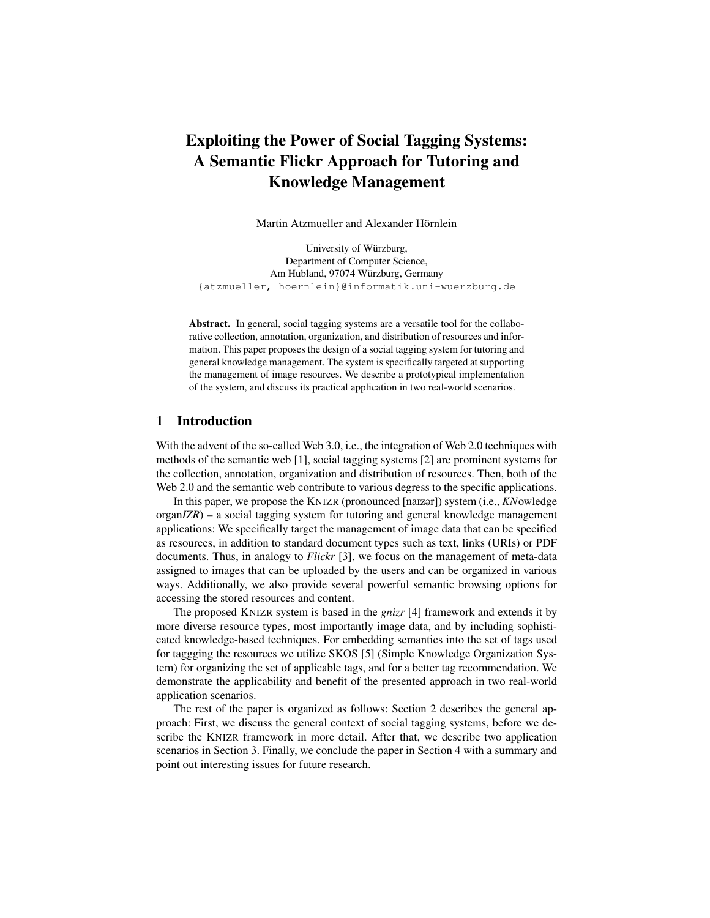# Exploiting the Power of Social Tagging Systems: A Semantic Flickr Approach for Tutoring and Knowledge Management

Martin Atzmueller and Alexander Hörnlein

University of Würzburg,
Department of Computer Science,
Am Hubland, 97074 Würzburg, Germany
{atzmueller, hoernlein}@informatik.uni-wuerzburg.de

**Abstract.** In general, social tagging systems are a versatile tool for the collaborative collection, annotation, organization, and distribution of resources and information. This paper proposes the design of a social tagging system for tutoring and general knowledge management. The system is specifically targeted at supporting the management of image resources. We describe a prototypical implementation of the system, and discuss its practical application in two real-world scenarios.

## 1 Introduction

With the advent of the so-called Web 3.0, i.e., the integration of Web 2.0 techniques with methods of the semantic web [1], social tagging systems [2] are prominent systems for the collection, annotation, organization and distribution of resources. Then, both of the Web 2.0 and the semantic web contribute to various degress to the specific applications.

In this paper, we propose the KNIZR (pronounced [naɪzər]) system (i.e., *KN*owledge organ*IZR*) – a social tagging system for tutoring and general knowledge management applications: We specifically target the management of image data that can be specified as resources, in addition to standard document types such as text, links (URIs) or PDF documents. Thus, in analogy to *Flickr* [3], we focus on the management of meta-data assigned to images that can be uploaded by the users and can be organized in various ways. Additionally, we also provide several powerful semantic browsing options for accessing the stored resources and content.

The proposed KNIZR system is based in the *gnizr* [4] framework and extends it by more diverse resource types, most importantly image data, and by including sophisticated knowledge-based techniques. For embedding semantics into the set of tags used for taggging the resources we utilize SKOS [5] (Simple Knowledge Organization System) for organizing the set of applicable tags, and for a better tag recommendation. We demonstrate the applicability and benefit of the presented approach in two real-world application scenarios.

The rest of the paper is organized as follows: Section 2 describes the general approach: First, we discuss the general context of social tagging systems, before we describe the KNIZR framework in more detail. After that, we describe two application scenarios in Section 3. Finally, we conclude the paper in Section 4 with a summary and point out interesting issues for future research.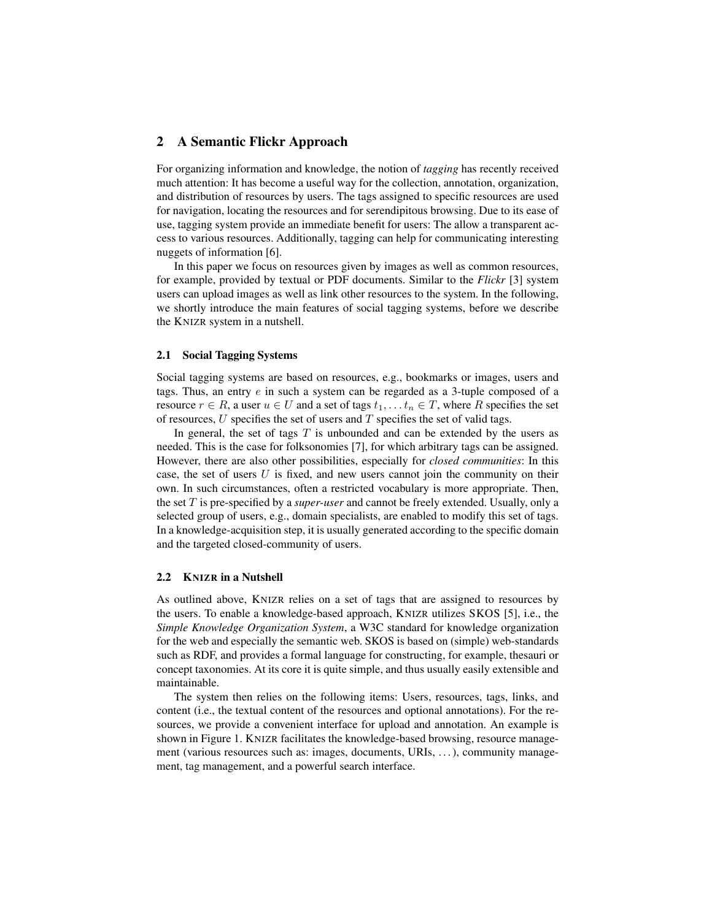## 2 A Semantic Flickr Approach

For organizing information and knowledge, the notion of *tagging* has recently received much attention: It has become a useful way for the collection, annotation, organization, and distribution of resources by users. The tags assigned to specific resources are used for navigation, locating the resources and for serendipitous browsing. Due to its ease of use, tagging system provide an immediate benefit for users: The allow a transparent access to various resources. Additionally, tagging can help for communicating interesting nuggets of information [6].

In this paper we focus on resources given by images as well as common resources, for example, provided by textual or PDF documents. Similar to the *Flickr* [3] system users can upload images as well as link other resources to the system. In the following, we shortly introduce the main features of social tagging systems, before we describe the KNIZR system in a nutshell.

### 2.1 Social Tagging Systems

Social tagging systems are based on resources, e.g., bookmarks or images, users and tags. Thus, an entry $e$ in such a system can be regarded as a 3-tuple composed of a resource $r \in R$, a user $u \in U$ and a set of tags $t_1, \ldots t_n \in T$, where $R$ specifies the set of resources, $U$ specifies the set of users and $T$ specifies the set of valid tags.

In general, the set of tags $T$ is unbounded and can be extended by the users as needed. This is the case for folksonomies [7], for which arbitrary tags can be assigned. However, there are also other possibilities, especially for *closed communities*: In this case, the set of users $U$ is fixed, and new users cannot join the community on their own. In such circumstances, often a restricted vocabulary is more appropriate. Then, the set $T$ is pre-specified by a ***super-user*** and cannot be freely extended. Usually, only a selected group of users, e.g., domain specialists, are enabled to modify this set of tags. In a knowledge-acquisition step, it is usually generated according to the specific domain and the targeted closed-community of users.

### 2.2 KNIZR in a Nutshell

As outlined above, KNIZR relies on a set of tags that are assigned to resources by the users. To enable a knowledge-based approach, KNIZR utilizes SKOS [5], i.e., the *Simple Knowledge Organization System*, a W3C standard for knowledge organization for the web and especially the semantic web. SKOS is based on (simple) web-standards such as RDF, and provides a formal language for constructing, for example, thesauri or concept taxonomies. At its core it is quite simple, and thus usually easily extensible and maintainable.

The system then relies on the following items: Users, resources, tags, links, and content (i.e., the textual content of the resources and optional annotations). For the resources, we provide a convenient interface for upload and annotation. An example is shown in Figure 1. KNIZR facilitates the knowledge-based browsing, resource management (various resources such as: images, documents, URIs, ...), community management, tag management, and a powerful search interface.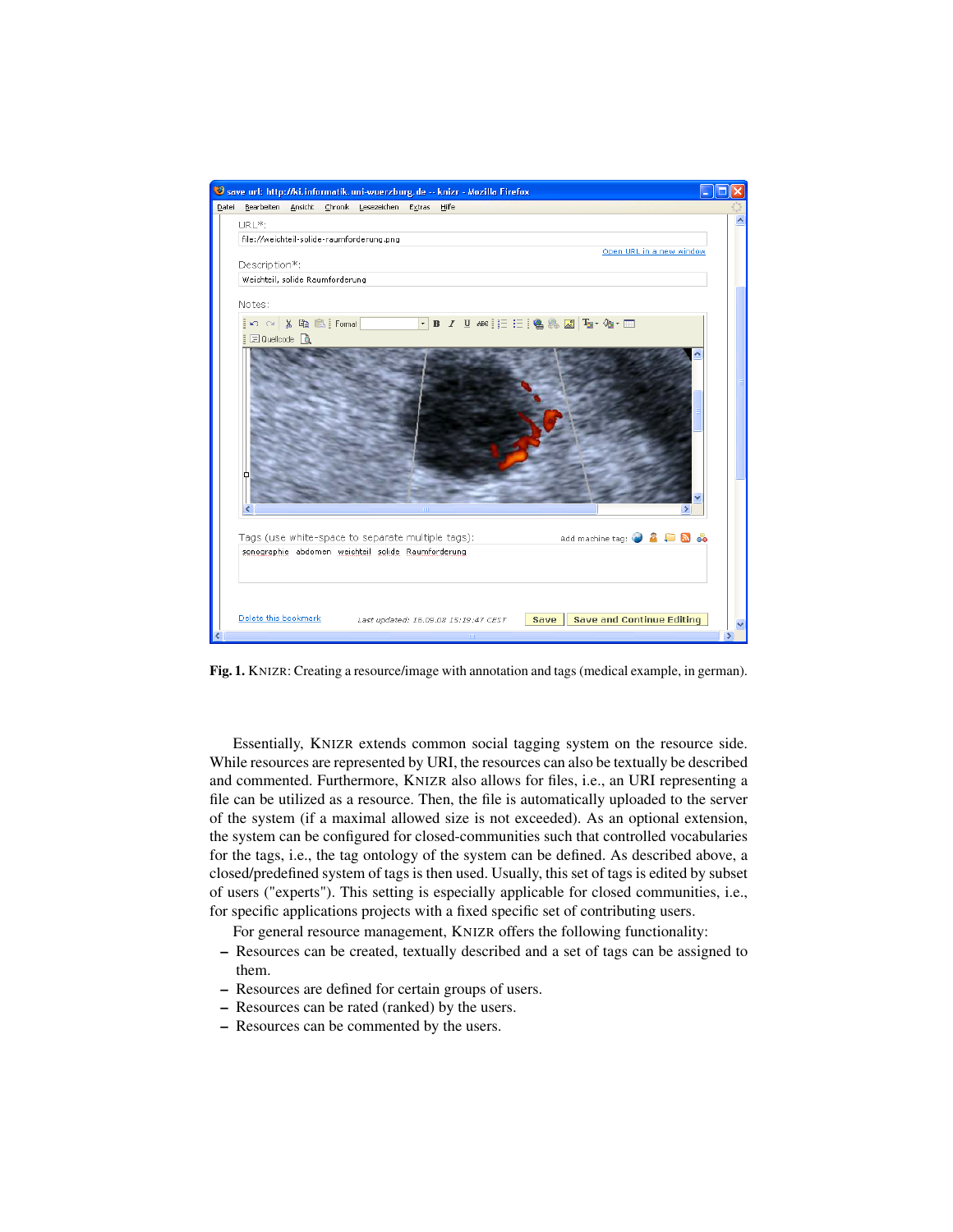Fig. 1. KNIZR: Creating a resource/image with annotation and tags (medical example, in german).

Essentially, KNIZR extends common social tagging system on the resource side. While resources are represented by URI, the resources can also be textually be described and commented. Furthermore, KNIZR also allows for files, i.e., an URI representing a file can be utilized as a resource. Then, the file is automatically uploaded to the server of the system (if a maximal allowed size is not exceeded). As an optional extension, the system can be configured for closed-communities such that controlled vocabularies for the tags, i.e., the tag ontology of the system can be defined. As described above, a closed/predefined system of tags is then used. Usually, this set of tags is edited by subset of users ("experts"). This setting is especially applicable for closed communities, i.e., for specific applications projects with a fixed specific set of contributing users.

For general resource management, KNIZR offers the following functionality:

- Resources can be created, textually described and a set of tags can be assigned to them.
- Resources are defined for certain groups of users.
- Resources can be rated (ranked) by the users.
- Resources can be commented by the users.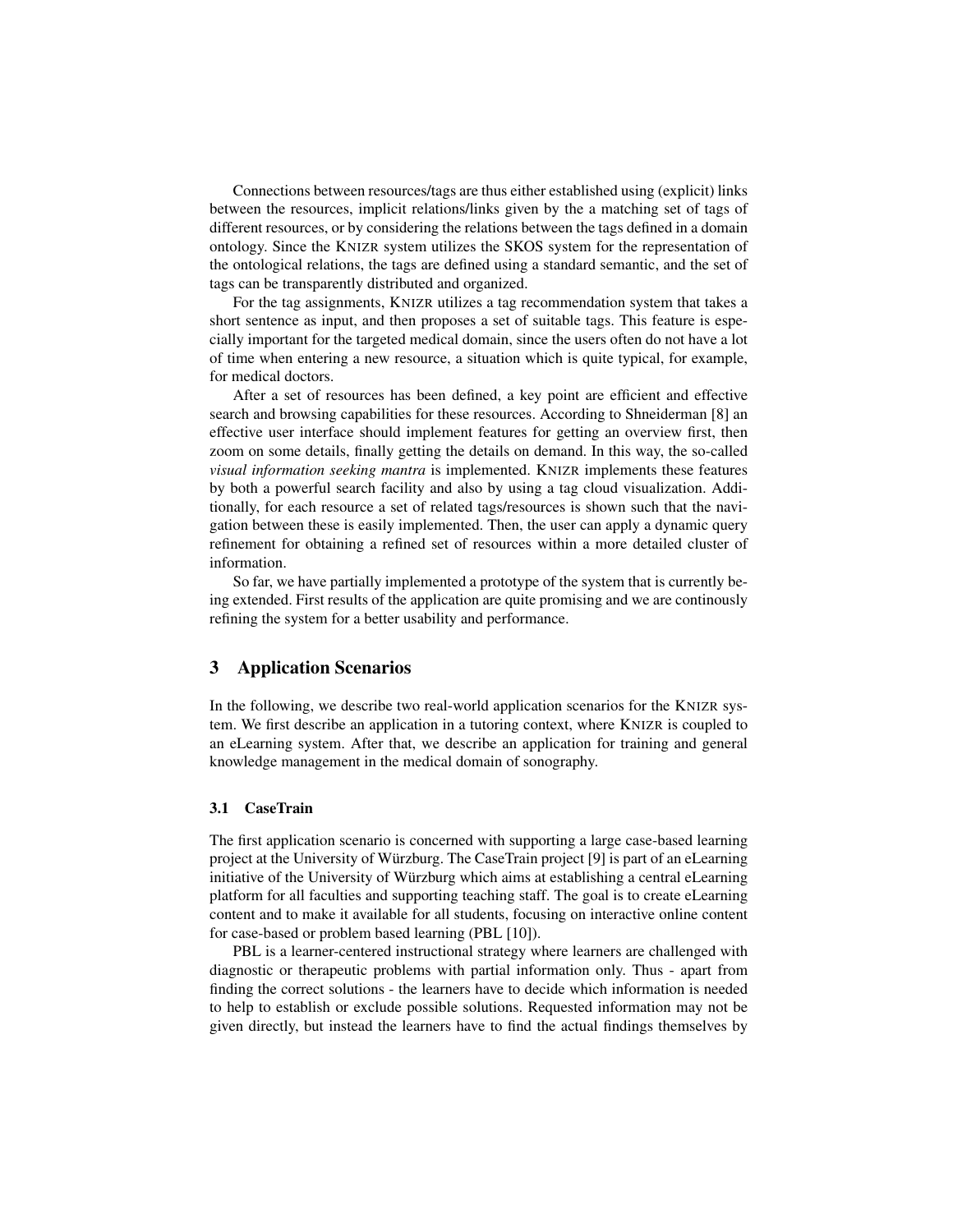Connections between resources/tags are thus either established using (explicit) links between the resources, implicit relations/links given by the a matching set of tags of different resources, or by considering the relations between the tags defined in a domain ontology. Since the KNIZR system utilizes the SKOS system for the representation of the ontological relations, the tags are defined using a standard semantic, and the set of tags can be transparently distributed and organized.

For the tag assignments, KNIZR utilizes a tag recommendation system that takes a short sentence as input, and then proposes a set of suitable tags. This feature is especially important for the targeted medical domain, since the users often do not have a lot of time when entering a new resource, a situation which is quite typical, for example, for medical doctors.

After a set of resources has been defined, a key point are efficient and effective search and browsing capabilities for these resources. According to Shneiderman [8] an effective user interface should implement features for getting an overview first, then zoom on some details, finally getting the details on demand. In this way, the so-called *visual information seeking mantra* is implemented. KNIZR implements these features by both a powerful search facility and also by using a tag cloud visualization. Additionally, for each resource a set of related tags/resources is shown such that the navigation between these is easily implemented. Then, the user can apply a dynamic query refinement for obtaining a refined set of resources within a more detailed cluster of information.

So far, we have partially implemented a prototype of the system that is currently being extended. First results of the application are quite promising and we are continously refining the system for a better usability and performance.

## 3 Application Scenarios

In the following, we describe two real-world application scenarios for the KNIZR system. We first describe an application in a tutoring context, where KNIZR is coupled to an eLearning system. After that, we describe an application for training and general knowledge management in the medical domain of sonography.

### 3.1 CaseTrain

The first application scenario is concerned with supporting a large case-based learning project at the University of Würzburg. The CaseTrain project [9] is part of an eLearning initiative of the University of Würzburg which aims at establishing a central eLearning platform for all faculties and supporting teaching staff. The goal is to create eLearning content and to make it available for all students, focusing on interactive online content for case-based or problem based learning (PBL [10]).

PBL is a learner-centered instructional strategy where learners are challenged with diagnostic or therapeutic problems with partial information only. Thus - apart from finding the correct solutions - the learners have to decide which information is needed to help to establish or exclude possible solutions. Requested information may not be given directly, but instead the learners have to find the actual findings themselves by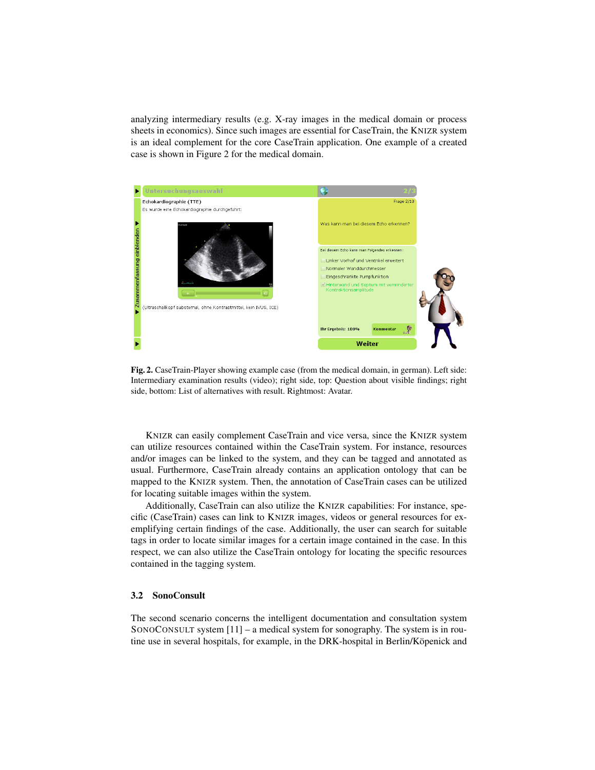analyzing intermediary results (e.g. X-ray images in the medical domain or process sheets in economics). Since such images are essential for CaseTrain, the KNIZR system is an ideal complement for the core CaseTrain application. One example of a created case is shown in Figure 2 for the medical domain.

**Fig. 2.** CaseTrain-Player showing example case (from the medical domain, in german). Left side: Intermediary examination results (video); right side, top: Question about visible findings; right side, bottom: List of alternatives with result. Rightmost: Avatar.

KNIZR can easily complement CaseTrain and vice versa, since the KNIZR system can utilize resources contained within the CaseTrain system. For instance, resources and/or images can be linked to the system, and they can be tagged and annotated as usual. Furthermore, CaseTrain already contains an application ontology that can be mapped to the KNIZR system. Then, the annotation of CaseTrain cases can be utilized for locating suitable images within the system.

Additionally, CaseTrain can also utilize the KNIZR capabilities: For instance, specific (CaseTrain) cases can link to KNIZR images, videos or general resources for exemplifying certain findings of the case. Additionally, the user can search for suitable tags in order to locate similar images for a certain image contained in the case. In this respect, we can also utilize the CaseTrain ontology for locating the specific resources contained in the tagging system.

### 3.2 SonoConsult

The second scenario concerns the intelligent documentation and consultation system SONOCONSULT system [11] – a medical system for sonography. The system is in routine use in several hospitals, for example, in the DRK-hospital in Berlin/Köpenick and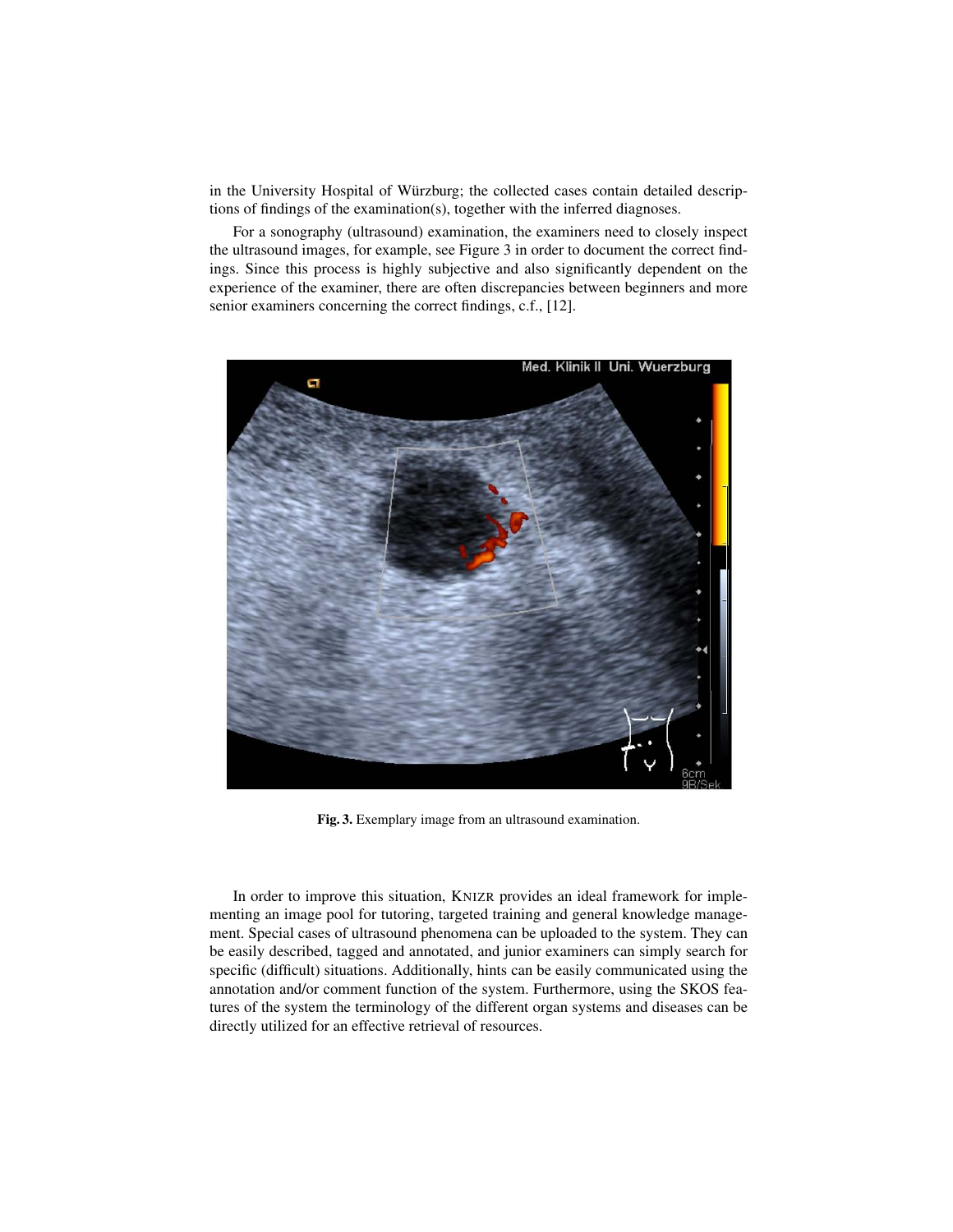in the University Hospital of Würzburg; the collected cases contain detailed descriptions of findings of the examination(s), together with the inferred diagnoses.

For a sonography (ultrasound) examination, the examiners need to closely inspect the ultrasound images, for example, see Figure 3 in order to document the correct findings. Since this process is highly subjective and also significantly dependent on the experience of the examiner, there are often discrepancies between beginners and more senior examiners concerning the correct findings, c.f., [12].

**Fig. 3.** Exemplary image from an ultrasound examination.

In order to improve this situation, KNIZR provides an ideal framework for implementing an image pool for tutoring, targeted training and general knowledge management. Special cases of ultrasound phenomena can be uploaded to the system. They can be easily described, tagged and annotated, and junior examiners can simply search for specific (difficult) situations. Additionally, hints can be easily communicated using the annotation and/or comment function of the system. Furthermore, using the SKOS features of the system the terminology of the different organ systems and diseases can be directly utilized for an effective retrieval of resources.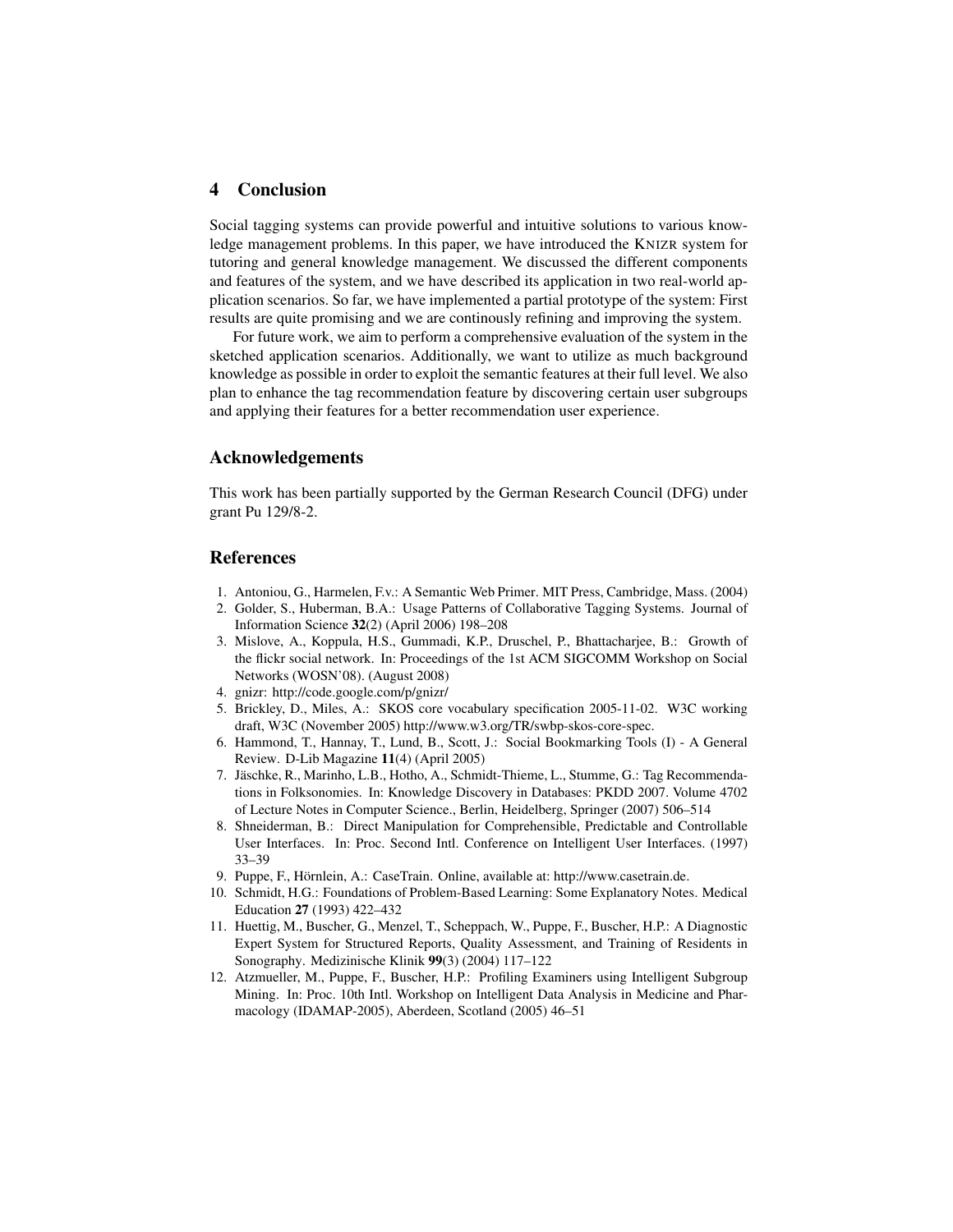## 4 Conclusion

Social tagging systems can provide powerful and intuitive solutions to various knowledge management problems. In this paper, we have introduced the KNIZR system for tutoring and general knowledge management. We discussed the different components and features of the system, and we have described its application in two real-world application scenarios. So far, we have implemented a partial prototype of the system: First results are quite promising and we are continously refining and improving the system.

For future work, we aim to perform a comprehensive evaluation of the system in the sketched application scenarios. Additionally, we want to utilize as much background knowledge as possible in order to exploit the semantic features at their full level. We also plan to enhance the tag recommendation feature by discovering certain user subgroups and applying their features for a better recommendation user experience.

## Acknowledgements

This work has been partially supported by the German Research Council (DFG) under grant Pu 129/8-2.

## References

1. Antoniou, G., Harmelen, F.v.: A Semantic Web Primer. MIT Press, Cambridge, Mass. (2004)
2. Golder, S., Huberman, B.A.: Usage Patterns of Collaborative Tagging Systems. Journal of Information Science **32**(2) (April 2006) 198–208
3. Mislove, A., Koppula, H.S., Gummadi, K.P., Druschel, P., Bhattacharjee, B.: Growth of the flickr social network. In: Proceedings of the 1st ACM SIGCOMM Workshop on Social Networks (WOSN'08). (August 2008)
4. gnizr: http://code.google.com/p/gnizr/
5. Brickley, D., Miles, A.: SKOS core vocabulary specification 2005-11-02. W3C working draft, W3C (November 2005) http://www.w3.org/TR/swbp-skos-core-spec.
6. Hammond, T., Hannay, T., Lund, B., Scott, J.: Social Bookmarking Tools (I) - A General Review. D-Lib Magazine **11**(4) (April 2005)
7. Jäschke, R., Marinho, L.B., Hotho, A., Schmidt-Thieme, L., Stumme, G.: Tag Recommendations in Folksonomies. In: Knowledge Discovery in Databases: PKDD 2007. Volume 4702 of Lecture Notes in Computer Science., Berlin, Heidelberg, Springer (2007) 506–514
8. Shneiderman, B.: Direct Manipulation for Comprehensible, Predictable and Controllable User Interfaces. In: Proc. Second Intl. Conference on Intelligent User Interfaces. (1997) 33–39
9. Puppe, F., Hörnlein, A.: CaseTrain. Online, available at: http://www.casetrain.de.
10. Schmidt, H.G.: Foundations of Problem-Based Learning: Some Explanatory Notes. Medical Education **27** (1993) 422–432
11. Huettig, M., Buscher, G., Menzel, T., Scheppach, W., Puppe, F., Buscher, H.P.: A Diagnostic Expert System for Structured Reports, Quality Assessment, and Training of Residents in Sonography. Medizinische Klinik **99**(3) (2004) 117–122
12. Atzmueller, M., Puppe, F., Buscher, H.P.: Profiling Examiners using Intelligent Subgroup Mining. In: Proc. 10th Intl. Workshop on Intelligent Data Analysis in Medicine and Pharmacology (IDAMAP-2005), Aberdeen, Scotland (2005) 46–51